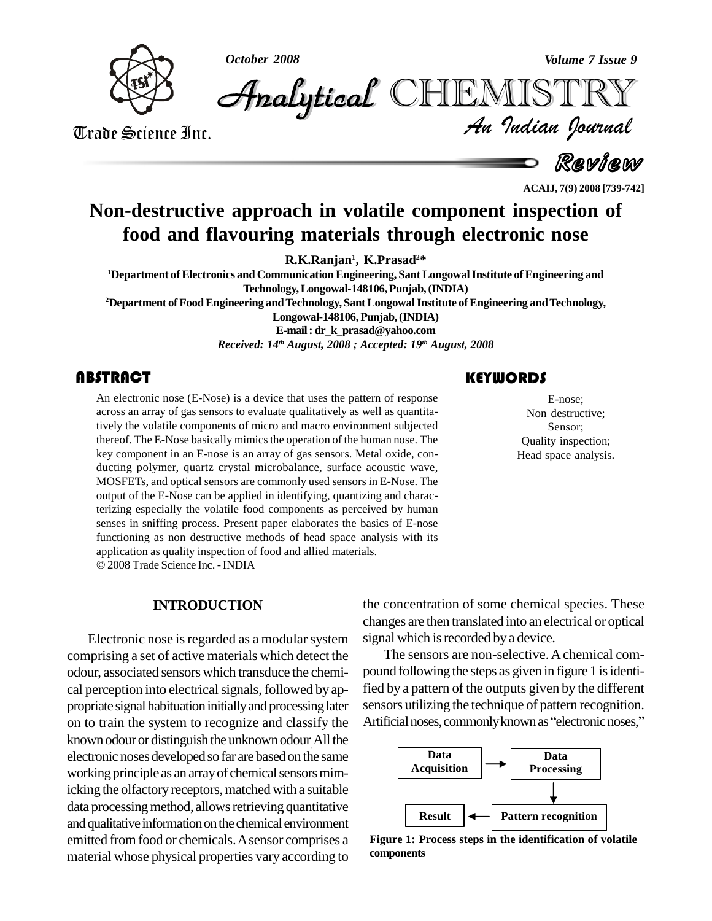# Non-destructive approach in volatile component inspection of food and flavouring materials through electronic nose

**R.K.Ranjan[1], K.Prasad[2]***

[1]Department of Electronics and Communication Engineering, Sant Longowal Institute of Engineering and Technology, Longowal-148106, Punjab, (INDIA)

[2]Department of Food Engineering and Technology, Sant Longowal Institute of Engineering and Technology, Longowal-148106, Punjab, (INDIA)

E-mail : dr_k_prasad@yahoo.com

*Received: 14th August, 2008 ; Accepted: 19th August, 2008*

## ABSTRACT

An electronic nose (E-Nose) is a device that uses the pattern of response across an array of gas sensors to evaluate qualitatively as well as quantitatively the volatile components of micro and macro environment subjected thereof. The E-Nose basically mimics the operation of the human nose. The key component in an E-nose is an array of gas sensors. Metal oxide, conducting polymer, quartz crystal microbalance, surface acoustic wave, MOSFETs, and optical sensors are commonly used sensors in E-Nose. The output of the E-Nose can be applied in identifying, quantizing and characterizing especially the volatile food components as perceived by human senses in sniffing process. Present paper elaborates the basics of E-nose functioning as non destructive methods of head space analysis with its application as quality inspection of food and allied materials.

© 2008 Trade Science Inc. - INDIA

## KEYWORDS

E-nose;
Non destructive;
Sensor;
Quality inspection;
Head space analysis.

## INTRODUCTION

Electronic nose is regarded as a modular system comprising a set of active materials which detect the odour, associated sensors which transduce the chemical perception into electrical signals, followed by appropriate signal habituation initially and processing later on to train the system to recognize and classify the known odour or distinguish the unknown odour. All the electronic noses developed so far are based on the same working principle as an array of chemical sensors mimicking the olfactory receptors, matched with a suitable data processing method, allows retrieving quantitative and qualitative information on the chemical environment emitted from food or chemicals. A sensor comprises a material whose physical properties vary according to the concentration of some chemical species. These changes are then translated into an electrical or optical signal which is recorded by a device.

The sensors are non-selective. A chemical compound following the steps as given in figure 1 is identified by a pattern of the outputs given by the different sensors utilizing the technique of pattern recognition. Artificial noses, commonly known as "electronic noses,"

```
Data Acquisition --> Data Processing
                          |
                          v
Result <-- Pattern recognition
```

**Figure 1: Process steps in the identification of volatile components**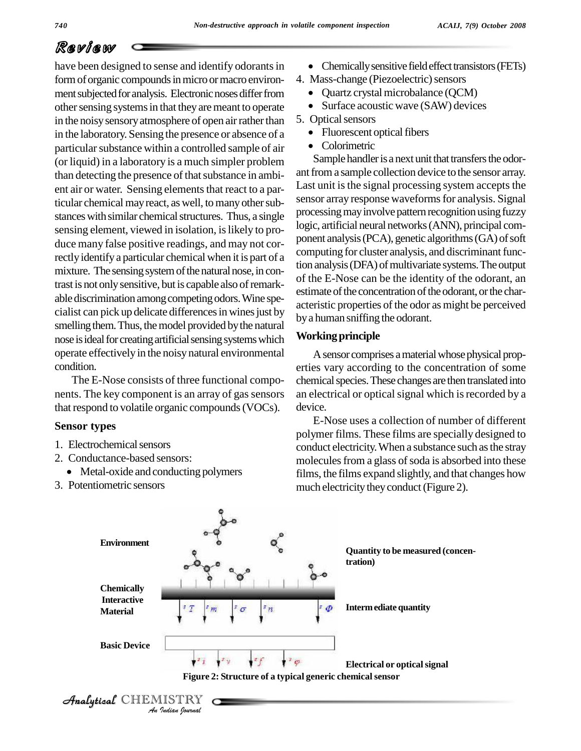have been designed to sense and identify odorants in form of organic compounds in micro or macro environment subjected for analysis. Electronic noses differ from other sensing systems in that they are meant to operate in the noisy sensory atmosphere of open air rather than in the laboratory. Sensing the presence or absence of a particular substance within a controlled sample of air (or liquid) in a laboratory is a much simpler problem than detecting the presence of that substance in ambient air or water. Sensing elements that react to a particular chemical may react, as well, to many other substances with similar chemical structures. Thus, a single sensing element, viewed in isolation, is likely to produce many false positive readings, and may not correctly identify a particular chemical when it is part of a mixture. The sensing system of the natural nose, in contrast is not only sensitive, but is capable also of remarkable discrimination among competing odors. Wine specialist can pick up delicate differences in wines just by smelling them. Thus, the model provided by the natural nose is ideal for creating artificial sensing systems which operate effectively in the noisy natural environmental condition.

The E-Nose consists of three functional components. The key component is an array of gas sensors that respond to volatile organic compounds (VOCs).

### Sensor types

1. Electrochemical sensors
2. Conductance-based sensors:
   - Metal-oxide and conducting polymers
3. Potentiometric sensors
   - Chemically sensitive field effect transistors (FETs)
4. Mass-change (Piezoelectric) sensors
   - Quartz crystal microbalance (QCM)
   - Surface acoustic wave (SAW) devices
5. Optical sensors
   - Fluorescent optical fibers
   - Colorimetric

Sample handler is a next unit that transfers the odorant from a sample collection device to the sensor array. Last unit is the signal processing system accepts the sensor array response waveforms for analysis. Signal processing may involve pattern recognition using fuzzy logic, artificial neural networks (ANN), principal component analysis (PCA), genetic algorithms (GA) of soft computing for cluster analysis, and discriminant function analysis (DFA) of multivariate systems. The output of the E-Nose can be the identity of the odorant, an estimate of the concentration of the odorant, or the characteristic properties of the odor as might be perceived by a human sniffing the odorant.

### Working principle

A sensor comprises a material whose physical properties vary according to the concentration of some chemical species. These changes are then translated into an electrical or optical signal which is recorded by a device.

E-Nose uses a collection of number of different polymer films. These films are specially designed to conduct electricity. When a substance such as the stray molecules from a glass of soda is absorbed into these films, the films expand slightly, and that changes how much electricity they conduct (Figure 2).

**Figure 2: Structure of a typical generic chemical sensor**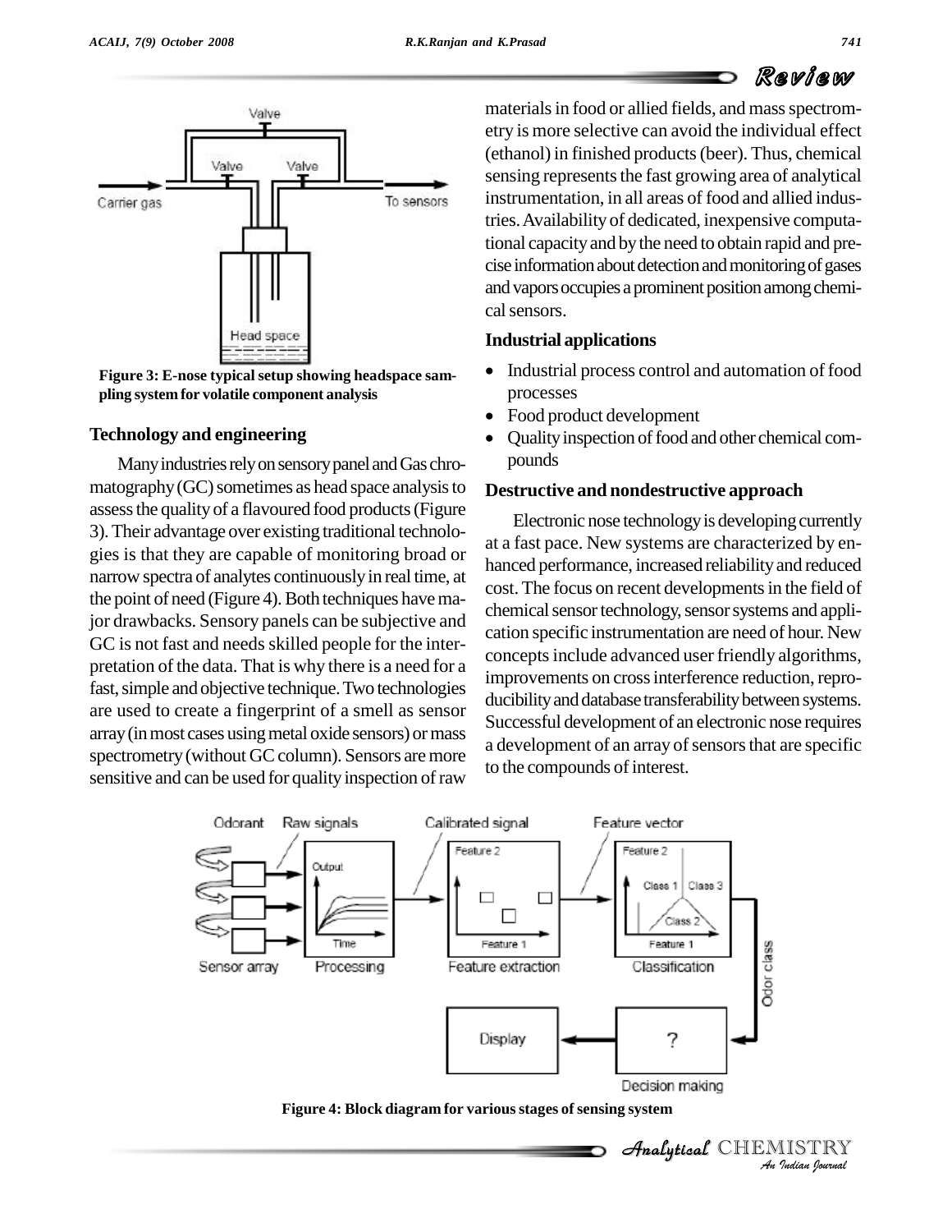**Figure 3: E-nose typical setup showing headspace sampling system for volatile component analysis**

## Technology and engineering

Many industries rely on sensory panel and Gas chromatography (GC) sometimes as head space analysis to assess the quality of a flavoured food products (Figure 3). Their advantage over existing traditional technologies is that they are capable of monitoring broad or narrow spectra of analytes continuously in real time, at the point of need (Figure 4). Both techniques have major drawbacks. Sensory panels can be subjective and GC is not fast and needs skilled people for the interpretation of the data. That is why there is a need for a fast, simple and objective technique. Two technologies are used to create a fingerprint of a smell as sensor array (in most cases using metal oxide sensors) or mass spectrometry (without GC column). Sensors are more sensitive and can be used for quality inspection of raw materials in food or allied fields, and mass spectrometry is more selective can avoid the individual effect (ethanol) in finished products (beer). Thus, chemical sensing represents the fast growing area of analytical instrumentation, in all areas of food and allied industries. Availability of dedicated, inexpensive computational capacity and by the need to obtain rapid and precise information about detection and monitoring of gases and vapors occupies a prominent position among chemical sensors.

## Industrial applications

- Industrial process control and automation of food processes
- Food product development
- Quality inspection of food and other chemical compounds

## Destructive and nondestructive approach

Electronic nose technology is developing currently at a fast pace. New systems are characterized by enhanced performance, increased reliability and reduced cost. The focus on recent developments in the field of chemical sensor technology, sensor systems and application specific instrumentation are need of hour. New concepts include advanced user friendly algorithms, improvements on cross interference reduction, reproducibility and database transferability between systems. Successful development of an electronic nose requires a development of an array of sensors that are specific to the compounds of interest.

**Figure 4: Block diagram for various stages of sensing system**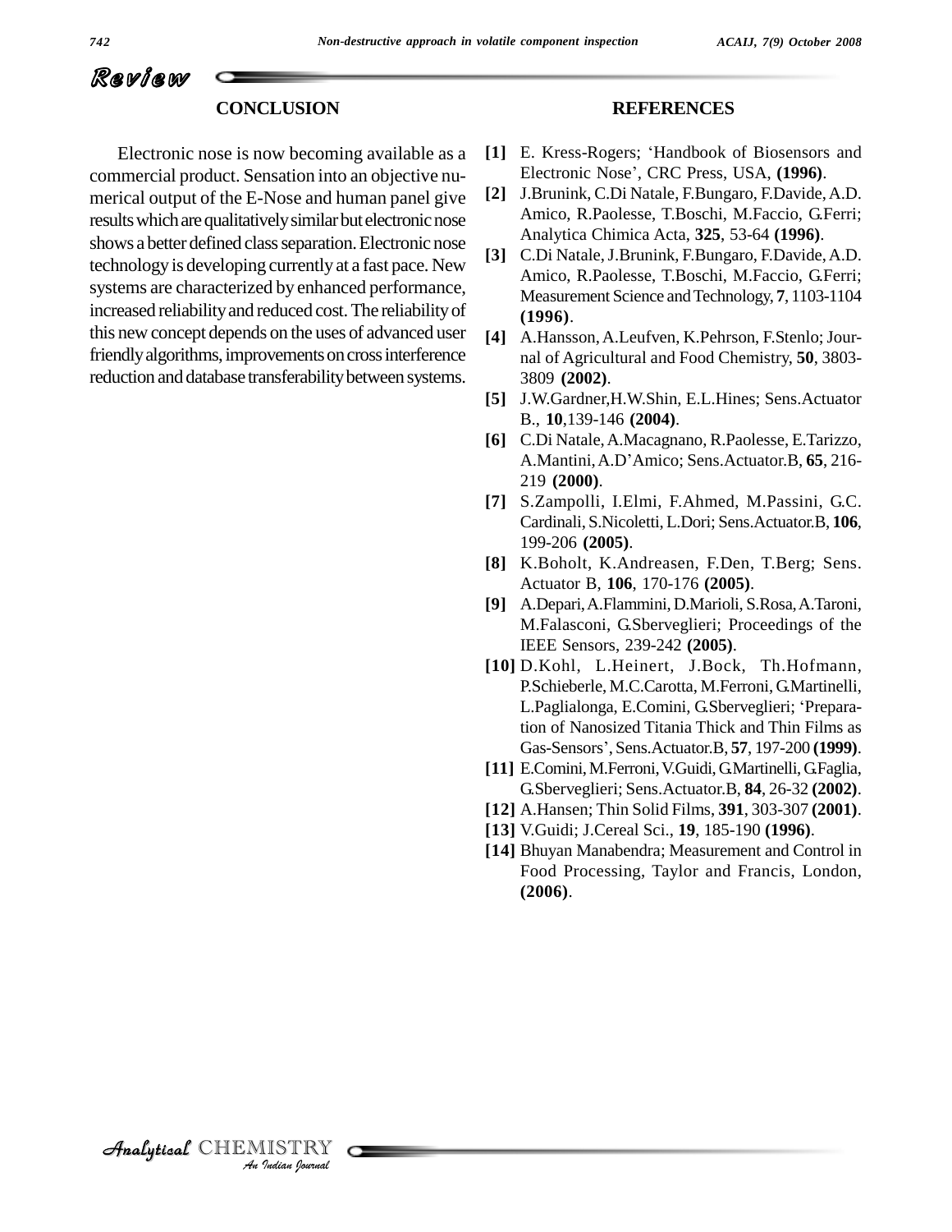## CONCLUSION

Electronic nose is now becoming available as a commercial product. Sensation into an objective numerical output of the E-Nose and human panel give results which are qualitatively similar but electronic nose shows a better defined class separation. Electronic nose technology is developing currently at a fast pace. New systems are characterized by enhanced performance, increased reliability and reduced cost. The reliability of this new concept depends on the uses of advanced user friendly algorithms, improvements on cross interference reduction and database transferability between systems.

## REFERENCES

**[1]** E. Kress-Rogers; 'Handbook of Biosensors and Electronic Nose', CRC Press, USA, **(1996)**.

**[2]** J.Brunink, C.Di Natale, F.Bungaro, F.Davide, A.D. Amico, R.Paolesse, T.Boschi, M.Faccio, G.Ferri; Analytica Chimica Acta, **325**, 53-64 **(1996)**.

**[3]** C.Di Natale, J.Brunink, F.Bungaro, F.Davide, A.D. Amico, R.Paolesse, T.Boschi, M.Faccio, G.Ferri; Measurement Science and Technology, **7**, 1103-1104 **(1996)**.

**[4]** A.Hansson, A.Leufven, K.Pehrson, F.Stenlo; Journal of Agricultural and Food Chemistry, **50**, 3803-3809 **(2002)**.

**[5]** J.W.Gardner, H.W.Shin, E.L.Hines; Sens.Actuator B., **10**, 139-146 **(2004)**.

**[6]** C.Di Natale, A.Macagnano, R.Paolesse, E.Tarizzo, A.Mantini, A.D'Amico; Sens.Actuator.B, **65**, 216-219 **(2000)**.

**[7]** S.Zampolli, I.Elmi, F.Ahmed, M.Passini, G.C. Cardinali, S.Nicoletti, L.Dori; Sens.Actuator.B, **106**, 199-206 **(2005)**.

**[8]** K.Boholt, K.Andreasen, F.Den, T.Berg; Sens. Actuator B, **106**, 170-176 **(2005)**.

**[9]** A.Depari, A.Flammini, D.Marioli, S.Rosa, A.Taroni, M.Falasconi, G.Sberveglieri; Proceedings of the IEEE Sensors, 239-242 **(2005)**.

**[10]** D.Kohl, L.Heinert, J.Bock, Th.Hofmann, P.Schieberle, M.C.Carotta, M.Ferroni, G.Martinelli, L.Paglialonga, E.Comini, G.Sberveglieri; 'Preparation of Nanosized Titania Thick and Thin Films as Gas-Sensors', Sens.Actuator.B, **57**, 197-200 **(1999)**.

**[11]** E.Comini, M.Ferroni, V.Guidi, G.Martinelli, G.Faglia, G.Sberveglieri; Sens.Actuator.B, **84**, 26-32 **(2002)**.

**[12]** A.Hansen; Thin Solid Films, **391**, 303-307 **(2001)**.

**[13]** V.Guidi; J.Cereal Sci., **19**, 185-190 **(1996)**.

**[14]** Bhuyan Manabendra; Measurement and Control in Food Processing, Taylor and Francis, London, **(2006)**.